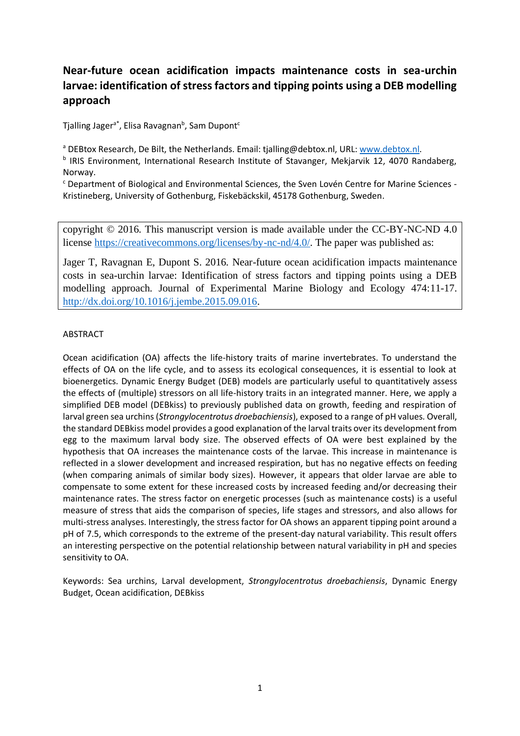# Near-future ocean acidification impacts maintenance costs in sea-urchin larvae: identification of stress factors and tipping points using a DEB modelling approach

Tjalling Jager[a*], Elisa Ravagnan[b], Sam Dupont[c]

[a] DEBtox Research, De Bilt, the Netherlands. Email: tjalling@debtox.nl, URL: www.debtox.nl.

[b] IRIS Environment, International Research Institute of Stavanger, Mekjarvik 12, 4070 Randaberg, Norway.

[c] Department of Biological and Environmental Sciences, the Sven Lovén Centre for Marine Sciences - Kristineberg, University of Gothenburg, Fiskebäckskil, 45178 Gothenburg, Sweden.

copyright © 2016. This manuscript version is made available under the CC-BY-NC-ND 4.0 license https://creativecommons.org/licenses/by-nc-nd/4.0/. The paper was published as:

Jager T, Ravagnan E, Dupont S. 2016. Near-future ocean acidification impacts maintenance costs in sea-urchin larvae: Identification of stress factors and tipping points using a DEB modelling approach. Journal of Experimental Marine Biology and Ecology 474:11-17. http://dx.doi.org/10.1016/j.jembe.2015.09.016.

## ABSTRACT

Ocean acidification (OA) affects the life-history traits of marine invertebrates. To understand the effects of OA on the life cycle, and to assess its ecological consequences, it is essential to look at bioenergetics. Dynamic Energy Budget (DEB) models are particularly useful to quantitatively assess the effects of (multiple) stressors on all life-history traits in an integrated manner. Here, we apply a simplified DEB model (DEBkiss) to previously published data on growth, feeding and respiration of larval green sea urchins (*Strongylocentrotus droebachiensis*), exposed to a range of pH values. Overall, the standard DEBkiss model provides a good explanation of the larval traits over its development from egg to the maximum larval body size. The observed effects of OA were best explained by the hypothesis that OA increases the maintenance costs of the larvae. This increase in maintenance is reflected in a slower development and increased respiration, but has no negative effects on feeding (when comparing animals of similar body sizes). However, it appears that older larvae are able to compensate to some extent for these increased costs by increased feeding and/or decreasing their maintenance rates. The stress factor on energetic processes (such as maintenance costs) is a useful measure of stress that aids the comparison of species, life stages and stressors, and also allows for multi-stress analyses. Interestingly, the stress factor for OA shows an apparent tipping point around a pH of 7.5, which corresponds to the extreme of the present-day natural variability. This result offers an interesting perspective on the potential relationship between natural variability in pH and species sensitivity to OA.

Keywords: Sea urchins, Larval development, *Strongylocentrotus droebachiensis*, Dynamic Energy Budget, Ocean acidification, DEBkiss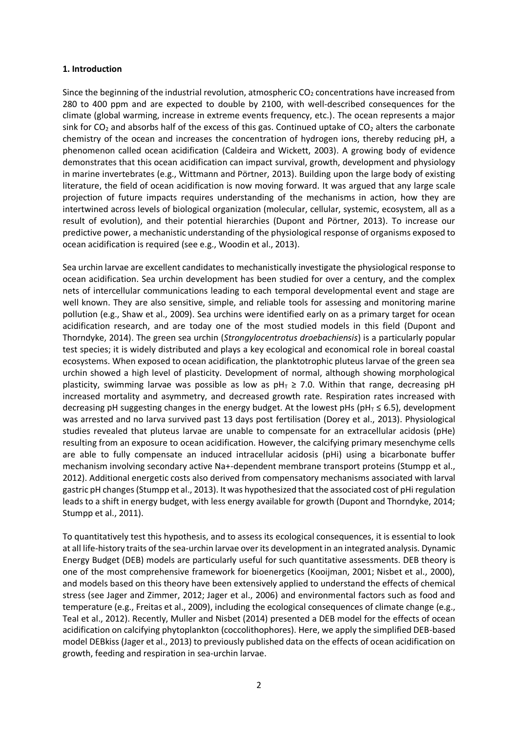**1. Introduction**

Since the beginning of the industrial revolution, atmospheric $CO_2$ concentrations have increased from 280 to 400 ppm and are expected to double by 2100, with well-described consequences for the climate (global warming, increase in extreme events frequency, etc.). The ocean represents a major sink for $CO_2$ and absorbs half of the excess of this gas. Continued uptake of $CO_2$ alters the carbonate chemistry of the ocean and increases the concentration of hydrogen ions, thereby reducing pH, a phenomenon called ocean acidification (Caldeira and Wickett, 2003). A growing body of evidence demonstrates that this ocean acidification can impact survival, growth, development and physiology in marine invertebrates (e.g., Wittmann and Pörtner, 2013). Building upon the large body of existing literature, the field of ocean acidification is now moving forward. It was argued that any large scale projection of future impacts requires understanding of the mechanisms in action, how they are intertwined across levels of biological organization (molecular, cellular, systemic, ecosystem, all as a result of evolution), and their potential hierarchies (Dupont and Pörtner, 2013). To increase our predictive power, a mechanistic understanding of the physiological response of organisms exposed to ocean acidification is required (see e.g., Woodin et al., 2013).

Sea urchin larvae are excellent candidates to mechanistically investigate the physiological response to ocean acidification. Sea urchin development has been studied for over a century, and the complex nets of intercellular communications leading to each temporal developmental event and stage are well known. They are also sensitive, simple, and reliable tools for assessing and monitoring marine pollution (e.g., Shaw et al., 2009). Sea urchins were identified early on as a primary target for ocean acidification research, and are today one of the most studied models in this field (Dupont and Thorndyke, 2014). The green sea urchin (*Strongylocentrotus droebachiensis*) is a particularly popular test species; it is widely distributed and plays a key ecological and economical role in boreal coastal ecosystems. When exposed to ocean acidification, the planktotrophic pluteus larvae of the green sea urchin showed a high level of plasticity. Development of normal, although showing morphological plasticity, swimming larvae was possible as low as $pH_T \geq 7.0$. Within that range, decreasing pH increased mortality and asymmetry, and decreased growth rate. Respiration rates increased with decreasing pH suggesting changes in the energy budget. At the lowest pHs ($pH_T \leq 6.5$), development was arrested and no larva survived past 13 days post fertilisation (Dorey et al., 2013). Physiological studies revealed that pluteus larvae are unable to compensate for an extracellular acidosis (pHe) resulting from an exposure to ocean acidification. However, the calcifying primary mesenchyme cells are able to fully compensate an induced intracellular acidosis (pHi) using a bicarbonate buffer mechanism involving secondary active Na+-dependent membrane transport proteins (Stumpp et al., 2012). Additional energetic costs also derived from compensatory mechanisms associated with larval gastric pH changes (Stumpp et al., 2013). It was hypothesized that the associated cost of pHi regulation leads to a shift in energy budget, with less energy available for growth (Dupont and Thorndyke, 2014; Stumpp et al., 2011).

To quantitatively test this hypothesis, and to assess its ecological consequences, it is essential to look at all life-history traits of the sea-urchin larvae over its development in an integrated analysis. Dynamic Energy Budget (DEB) models are particularly useful for such quantitative assessments. DEB theory is one of the most comprehensive framework for bioenergetics (Kooijman, 2001; Nisbet et al., 2000), and models based on this theory have been extensively applied to understand the effects of chemical stress (see Jager and Zimmer, 2012; Jager et al., 2006) and environmental factors such as food and temperature (e.g., Freitas et al., 2009), including the ecological consequences of climate change (e.g., Teal et al., 2012). Recently, Muller and Nisbet (2014) presented a DEB model for the effects of ocean acidification on calcifying phytoplankton (coccolithophores). Here, we apply the simplified DEB-based model DEBkiss (Jager et al., 2013) to previously published data on the effects of ocean acidification on growth, feeding and respiration in sea-urchin larvae.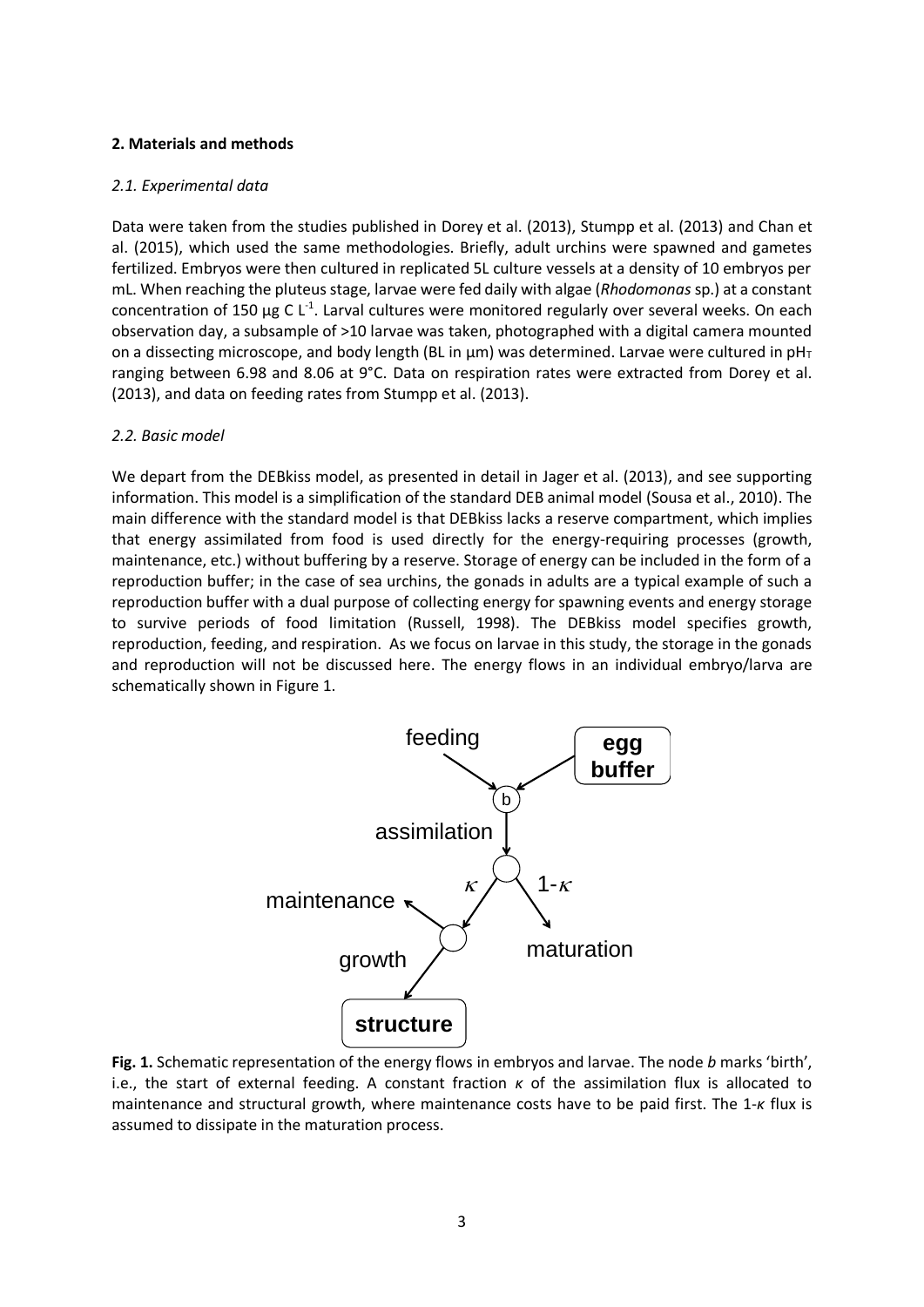**2. Materials and methods**

*2.1. Experimental data*

Data were taken from the studies published in Dorey et al. (2013), Stumpp et al. (2013) and Chan et al. (2015), which used the same methodologies. Briefly, adult urchins were spawned and gametes fertilized. Embryos were then cultured in replicated 5L culture vessels at a density of 10 embryos per mL. When reaching the pluteus stage, larvae were fed daily with algae (*Rhodomonas* sp.) at a constant concentration of 150 µg C $L^{-1}$. Larval cultures were monitored regularly over several weeks. On each observation day, a subsample of >10 larvae was taken, photographed with a digital camera mounted on a dissecting microscope, and body length (BL in µm) was determined. Larvae were cultured in $pH_T$ ranging between 6.98 and 8.06 at 9°C. Data on respiration rates were extracted from Dorey et al. (2013), and data on feeding rates from Stumpp et al. (2013).

*2.2. Basic model*

We depart from the DEBkiss model, as presented in detail in Jager et al. (2013), and see supporting information. This model is a simplification of the standard DEB animal model (Sousa et al., 2010). The main difference with the standard model is that DEBkiss lacks a reserve compartment, which implies that energy assimilated from food is used directly for the energy-requiring processes (growth, maintenance, etc.) without buffering by a reserve. Storage of energy can be included in the form of a reproduction buffer; in the case of sea urchins, the gonads in adults are a typical example of such a reproduction buffer with a dual purpose of collecting energy for spawning events and energy storage to survive periods of food limitation (Russell, 1998). The DEBkiss model specifies growth, reproduction, feeding, and respiration. As we focus on larvae in this study, the storage in the gonads and reproduction will not be discussed here. The energy flows in an individual embryo/larva are schematically shown in Figure 1.

**Fig. 1.** Schematic representation of the energy flows in embryos and larvae. The node *b* marks 'birth', i.e., the start of external feeding. A constant fraction $\kappa$ of the assimilation flux is allocated to maintenance and structural growth, where maintenance costs have to be paid first. The 1-$\kappa$ flux is assumed to dissipate in the maturation process.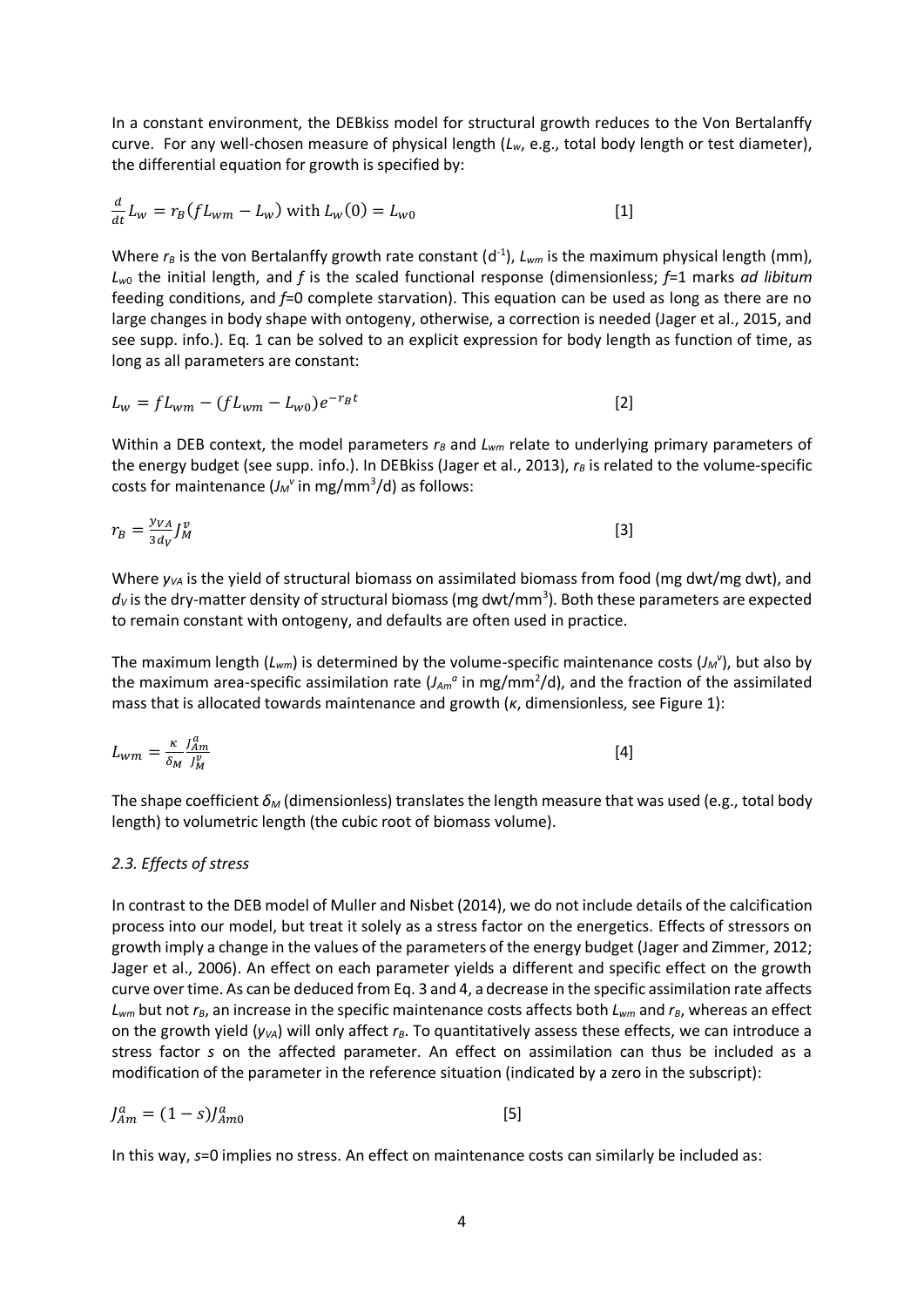In a constant environment, the DEBkiss model for structural growth reduces to the Von Bertalanffy curve. For any well-chosen measure of physical length ($L_w$, e.g., total body length or test diameter), the differential equation for growth is specified by:

$$\frac{d}{dt}L_w = r_B(fL_{wm} - L_w) \text{ with } L_w(0) = L_{w0} \qquad [1]$$

Where $r_B$ is the von Bertalanffy growth rate constant ($d^{-1}$), $L_{wm}$ is the maximum physical length (mm), $L_{w0}$ the initial length, and $f$ is the scaled functional response (dimensionless; $f$=1 marks *ad libitum* feeding conditions, and $f$=0 complete starvation). This equation can be used as long as there are no large changes in body shape with ontogeny, otherwise, a correction is needed (Jager et al., 2015, and see supp. info.). Eq. 1 can be solved to an explicit expression for body length as function of time, as long as all parameters are constant:

$$L_w = fL_{wm} - (fL_{wm} - L_{w0})e^{-r_B t} \qquad [2]$$

Within a DEB context, the model parameters $r_B$ and $L_{wm}$ relate to underlying primary parameters of the energy budget (see supp. info.). In DEBkiss (Jager et al., 2013), $r_B$ is related to the volume-specific costs for maintenance ($J_M^v$ in mg/mm$^3$/d) as follows:

$$r_B = \frac{y_{VA}}{3d_V}J_M^v \qquad [3]$$

Where $y_{VA}$ is the yield of structural biomass on assimilated biomass from food (mg dwt/mg dwt), and $d_V$ is the dry-matter density of structural biomass (mg dwt/mm$^3$). Both these parameters are expected to remain constant with ontogeny, and defaults are often used in practice.

The maximum length ($L_{wm}$) is determined by the volume-specific maintenance costs ($J_M^v$), but also by the maximum area-specific assimilation rate ($J_{Am}^a$ in mg/mm$^2$/d), and the fraction of the assimilated mass that is allocated towards maintenance and growth ($\kappa$, dimensionless, see Figure 1):

$$L_{wm} = \frac{\kappa}{\delta_M}\frac{J_{Am}^a}{J_M^v} \qquad [4]$$

The shape coefficient $\delta_M$ (dimensionless) translates the length measure that was used (e.g., total body length) to volumetric length (the cubic root of biomass volume).

### *2.3. Effects of stress*

In contrast to the DEB model of Muller and Nisbet (2014), we do not include details of the calcification process into our model, but treat it solely as a stress factor on the energetics. Effects of stressors on growth imply a change in the values of the parameters of the energy budget (Jager and Zimmer, 2012; Jager et al., 2006). An effect on each parameter yields a different and specific effect on the growth curve over time. As can be deduced from Eq. 3 and 4, a decrease in the specific assimilation rate affects $L_{wm}$ but not $r_B$, an increase in the specific maintenance costs affects both $L_{wm}$ and $r_B$, whereas an effect on the growth yield ($y_{VA}$) will only affect $r_B$. To quantitatively assess these effects, we can introduce a stress factor $s$ on the affected parameter. An effect on assimilation can thus be included as a modification of the parameter in the reference situation (indicated by a zero in the subscript):

$$J_{Am}^a = (1 - s)J_{Am0}^a \qquad [5]$$

In this way, $s$=0 implies no stress. An effect on maintenance costs can similarly be included as: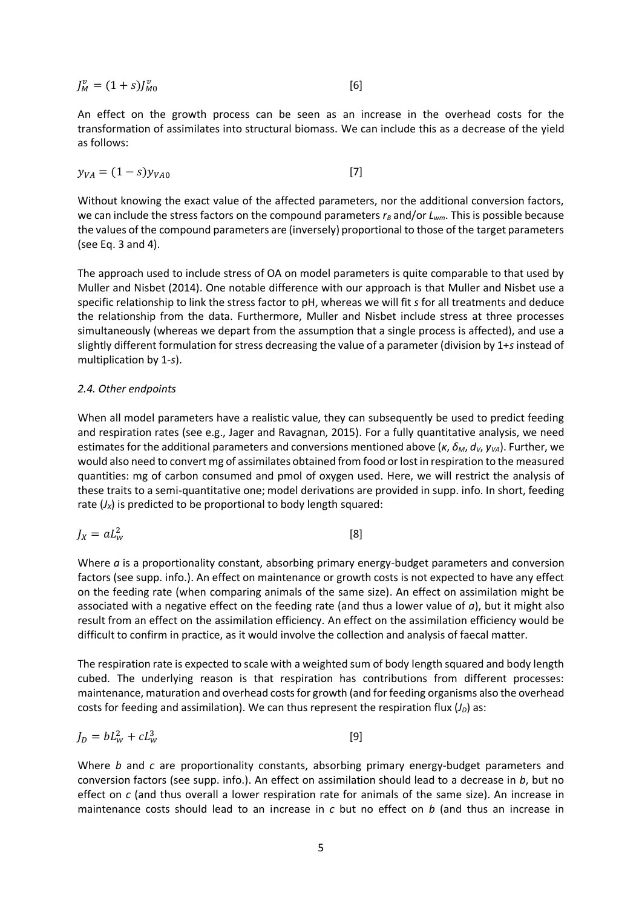$$J_M^v = (1+s)J_{M0}^v \quad [6]$$

An effect on the growth process can be seen as an increase in the overhead costs for the transformation of assimilates into structural biomass. We can include this as a decrease of the yield as follows:

$$y_{VA} = (1-s)y_{VA0} \quad [7]$$

Without knowing the exact value of the affected parameters, nor the additional conversion factors, we can include the stress factors on the compound parameters $r_B$ and/or $L_{wm}$. This is possible because the values of the compound parameters are (inversely) proportional to those of the target parameters (see Eq. 3 and 4).

The approach used to include stress of OA on model parameters is quite comparable to that used by Muller and Nisbet (2014). One notable difference with our approach is that Muller and Nisbet use a specific relationship to link the stress factor to pH, whereas we will fit *s* for all treatments and deduce the relationship from the data. Furthermore, Muller and Nisbet include stress at three processes simultaneously (whereas we depart from the assumption that a single process is affected), and use a slightly different formulation for stress decreasing the value of a parameter (division by 1+*s* instead of multiplication by 1-*s*).

### *2.4. Other endpoints*

When all model parameters have a realistic value, they can subsequently be used to predict feeding and respiration rates (see e.g., Jager and Ravagnan, 2015). For a fully quantitative analysis, we need estimates for the additional parameters and conversions mentioned above ($\kappa$, $\delta_M$, $d_V$, $y_{VA}$). Further, we would also need to convert mg of assimilates obtained from food or lost in respiration to the measured quantities: mg of carbon consumed and pmol of oxygen used. Here, we will restrict the analysis of these traits to a semi-quantitative one; model derivations are provided in supp. info. In short, feeding rate ($J_X$) is predicted to be proportional to body length squared:

$$J_X = aL_w^2 \quad [8]$$

Where *a* is a proportionality constant, absorbing primary energy-budget parameters and conversion factors (see supp. info.). An effect on maintenance or growth costs is not expected to have any effect on the feeding rate (when comparing animals of the same size). An effect on assimilation might be associated with a negative effect on the feeding rate (and thus a lower value of *a*), but it might also result from an effect on the assimilation efficiency. An effect on the assimilation efficiency would be difficult to confirm in practice, as it would involve the collection and analysis of faecal matter.

The respiration rate is expected to scale with a weighted sum of body length squared and body length cubed. The underlying reason is that respiration has contributions from different processes: maintenance, maturation and overhead costs for growth (and for feeding organisms also the overhead costs for feeding and assimilation). We can thus represent the respiration flux ($J_D$) as:

$$J_D = bL_w^2 + cL_w^3 \quad [9]$$

Where *b* and *c* are proportionality constants, absorbing primary energy-budget parameters and conversion factors (see supp. info.). An effect on assimilation should lead to a decrease in *b*, but no effect on *c* (and thus overall a lower respiration rate for animals of the same size). An increase in maintenance costs should lead to an increase in *c* but no effect on *b* (and thus an increase in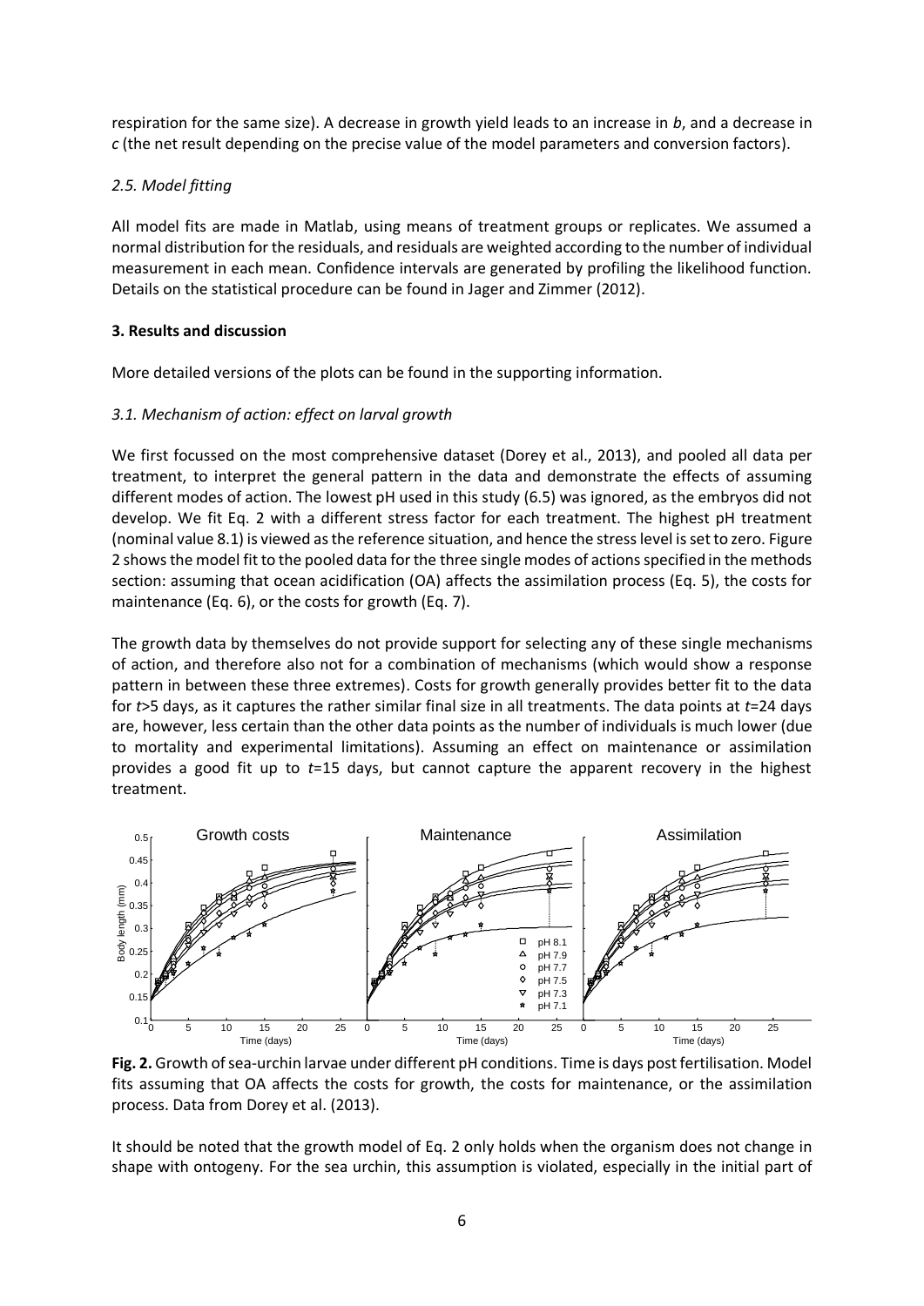respiration for the same size). A decrease in growth yield leads to an increase in *b*, and a decrease in *c* (the net result depending on the precise value of the model parameters and conversion factors).

### *2.5. Model fitting*

All model fits are made in Matlab, using means of treatment groups or replicates. We assumed a normal distribution for the residuals, and residuals are weighted according to the number of individual measurement in each mean. Confidence intervals are generated by profiling the likelihood function. Details on the statistical procedure can be found in Jager and Zimmer (2012).

## **3. Results and discussion**

More detailed versions of the plots can be found in the supporting information.

### *3.1. Mechanism of action: effect on larval growth*

We first focussed on the most comprehensive dataset (Dorey et al., 2013), and pooled all data per treatment, to interpret the general pattern in the data and demonstrate the effects of assuming different modes of action. The lowest pH used in this study (6.5) was ignored, as the embryos did not develop. We fit Eq. 2 with a different stress factor for each treatment. The highest pH treatment (nominal value 8.1) is viewed as the reference situation, and hence the stress level is set to zero. Figure 2 shows the model fit to the pooled data for the three single modes of actions specified in the methods section: assuming that ocean acidification (OA) affects the assimilation process (Eq. 5), the costs for maintenance (Eq. 6), or the costs for growth (Eq. 7).

The growth data by themselves do not provide support for selecting any of these single mechanisms of action, and therefore also not for a combination of mechanisms (which would show a response pattern in between these three extremes). Costs for growth generally provides better fit to the data for $t$>5 days, as it captures the rather similar final size in all treatments. The data points at $t$=24 days are, however, less certain than the other data points as the number of individuals is much lower (due to mortality and experimental limitations). Assuming an effect on maintenance or assimilation provides a good fit up to $t$=15 days, but cannot capture the apparent recovery in the highest treatment.

**Fig. 2.** Growth of sea-urchin larvae under different pH conditions. Time is days post fertilisation. Model fits assuming that OA affects the costs for growth, the costs for maintenance, or the assimilation process. Data from Dorey et al. (2013).

It should be noted that the growth model of Eq. 2 only holds when the organism does not change in shape with ontogeny. For the sea urchin, this assumption is violated, especially in the initial part of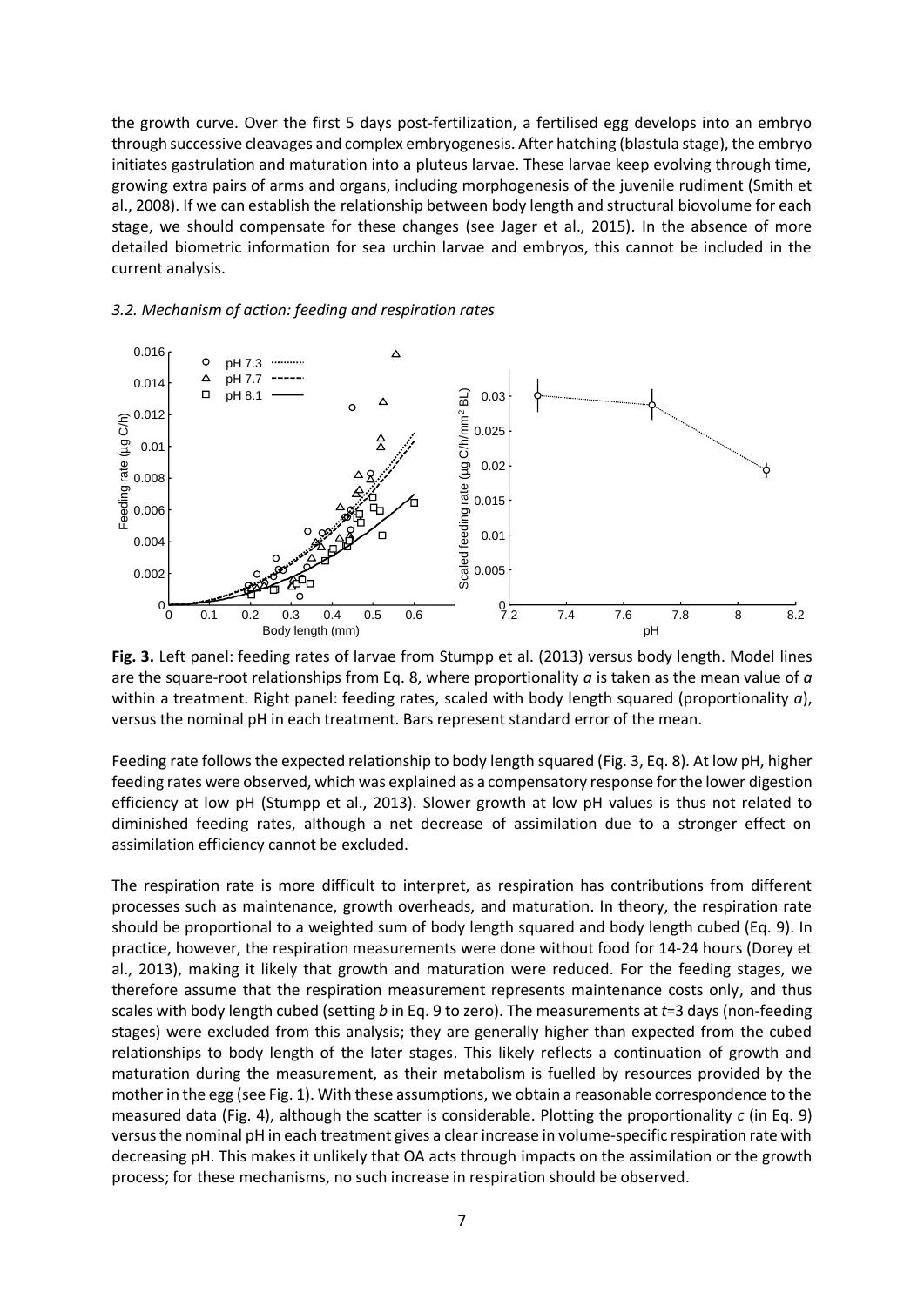the growth curve. Over the first 5 days post-fertilization, a fertilised egg develops into an embryo through successive cleavages and complex embryogenesis. After hatching (blastula stage), the embryo initiates gastrulation and maturation into a pluteus larvae. These larvae keep evolving through time, growing extra pairs of arms and organs, including morphogenesis of the juvenile rudiment (Smith et al., 2008). If we can establish the relationship between body length and structural biovolume for each stage, we should compensate for these changes (see Jager et al., 2015). In the absence of more detailed biometric information for sea urchin larvae and embryos, this cannot be included in the current analysis.

### *3.2. Mechanism of action: feeding and respiration rates*

**Fig. 3.** Left panel: feeding rates of larvae from Stumpp et al. (2013) versus body length. Model lines are the square-root relationships from Eq. 8, where proportionality *a* is taken as the mean value of *a* within a treatment. Right panel: feeding rates, scaled with body length squared (proportionality *a*), versus the nominal pH in each treatment. Bars represent standard error of the mean.

Feeding rate follows the expected relationship to body length squared (Fig. 3, Eq. 8). At low pH, higher feeding rates were observed, which was explained as a compensatory response for the lower digestion efficiency at low pH (Stumpp et al., 2013). Slower growth at low pH values is thus not related to diminished feeding rates, although a net decrease of assimilation due to a stronger effect on assimilation efficiency cannot be excluded.

The respiration rate is more difficult to interpret, as respiration has contributions from different processes such as maintenance, growth overheads, and maturation. In theory, the respiration rate should be proportional to a weighted sum of body length squared and body length cubed (Eq. 9). In practice, however, the respiration measurements were done without food for 14-24 hours (Dorey et al., 2013), making it likely that growth and maturation were reduced. For the feeding stages, we therefore assume that the respiration measurement represents maintenance costs only, and thus scales with body length cubed (setting *b* in Eq. 9 to zero). The measurements at $t$=3 days (non-feeding stages) were excluded from this analysis; they are generally higher than expected from the cubed relationships to body length of the later stages. This likely reflects a continuation of growth and maturation during the measurement, as their metabolism is fuelled by resources provided by the mother in the egg (see Fig. 1). With these assumptions, we obtain a reasonable correspondence to the measured data (Fig. 4), although the scatter is considerable. Plotting the proportionality *c* (in Eq. 9) versus the nominal pH in each treatment gives a clear increase in volume-specific respiration rate with decreasing pH. This makes it unlikely that OA acts through impacts on the assimilation or the growth process; for these mechanisms, no such increase in respiration should be observed.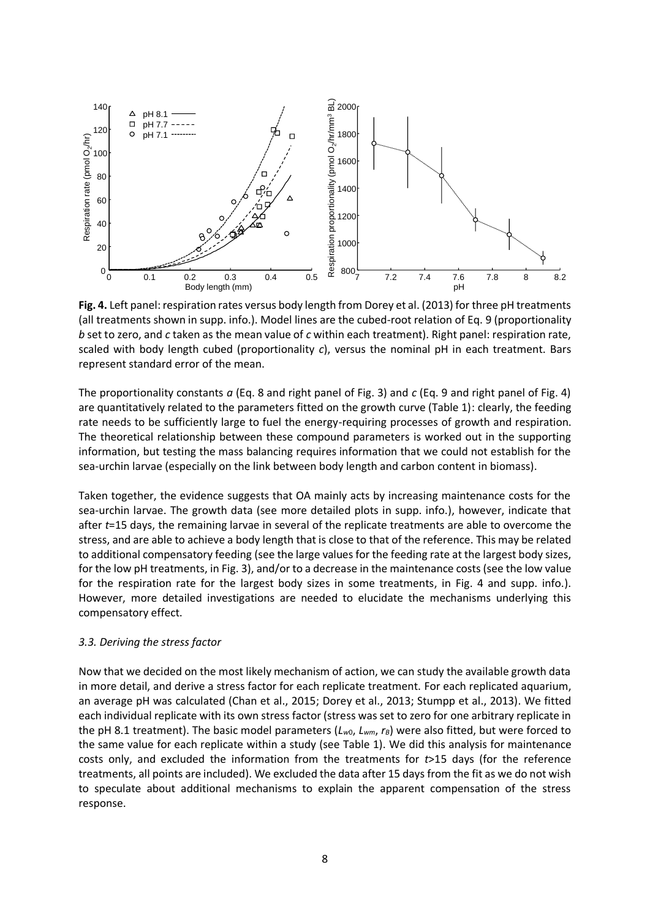**Fig. 4.** Left panel: respiration rates versus body length from Dorey et al. (2013) for three pH treatments (all treatments shown in supp. info.). Model lines are the cubed-root relation of Eq. 9 (proportionality $b$ set to zero, and $c$ taken as the mean value of $c$ within each treatment). Right panel: respiration rate, scaled with body length cubed (proportionality $c$), versus the nominal pH in each treatment. Bars represent standard error of the mean.

The proportionality constants $a$ (Eq. 8 and right panel of Fig. 3) and $c$ (Eq. 9 and right panel of Fig. 4) are quantitatively related to the parameters fitted on the growth curve (Table 1): clearly, the feeding rate needs to be sufficiently large to fuel the energy-requiring processes of growth and respiration. The theoretical relationship between these compound parameters is worked out in the supporting information, but testing the mass balancing requires information that we could not establish for the sea-urchin larvae (especially on the link between body length and carbon content in biomass).

Taken together, the evidence suggests that OA mainly acts by increasing maintenance costs for the sea-urchin larvae. The growth data (see more detailed plots in supp. info.), however, indicate that after $t$=15 days, the remaining larvae in several of the replicate treatments are able to overcome the stress, and are able to achieve a body length that is close to that of the reference. This may be related to additional compensatory feeding (see the large values for the feeding rate at the largest body sizes, for the low pH treatments, in Fig. 3), and/or to a decrease in the maintenance costs (see the low value for the respiration rate for the largest body sizes in some treatments, in Fig. 4 and supp. info.). However, more detailed investigations are needed to elucidate the mechanisms underlying this compensatory effect.

### *3.3. Deriving the stress factor*

Now that we decided on the most likely mechanism of action, we can study the available growth data in more detail, and derive a stress factor for each replicate treatment. For each replicated aquarium, an average pH was calculated (Chan et al., 2015; Dorey et al., 2013; Stumpp et al., 2013). We fitted each individual replicate with its own stress factor (stress was set to zero for one arbitrary replicate in the pH 8.1 treatment). The basic model parameters ($L_{w0}$, $L_{wm}$, $r_B$) were also fitted, but were forced to the same value for each replicate within a study (see Table 1). We did this analysis for maintenance costs only, and excluded the information from the treatments for $t$>15 days (for the reference treatments, all points are included). We excluded the data after 15 days from the fit as we do not wish to speculate about additional mechanisms to explain the apparent compensation of the stress response.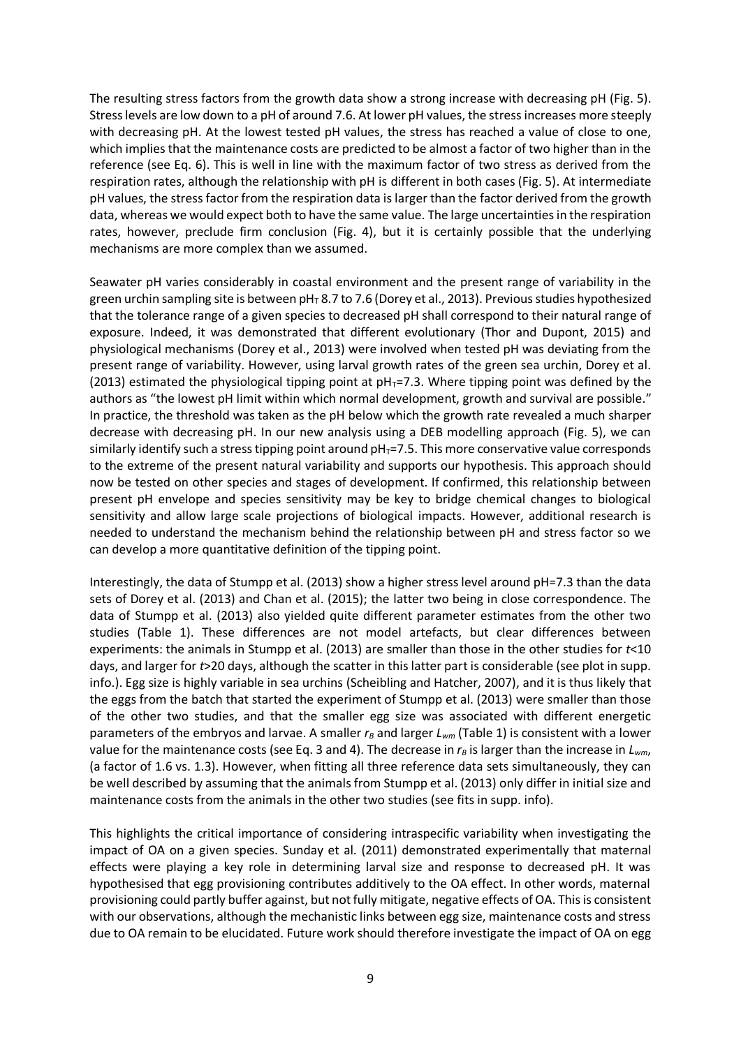The resulting stress factors from the growth data show a strong increase with decreasing pH (Fig. 5). Stress levels are low down to a pH of around 7.6. At lower pH values, the stress increases more steeply with decreasing pH. At the lowest tested pH values, the stress has reached a value of close to one, which implies that the maintenance costs are predicted to be almost a factor of two higher than in the reference (see Eq. 6). This is well in line with the maximum factor of two stress as derived from the respiration rates, although the relationship with pH is different in both cases (Fig. 5). At intermediate pH values, the stress factor from the respiration data is larger than the factor derived from the growth data, whereas we would expect both to have the same value. The large uncertainties in the respiration rates, however, preclude firm conclusion (Fig. 4), but it is certainly possible that the underlying mechanisms are more complex than we assumed.

Seawater pH varies considerably in coastal environment and the present range of variability in the green urchin sampling site is between $pH_T$ 8.7 to 7.6 (Dorey et al., 2013). Previous studies hypothesized that the tolerance range of a given species to decreased pH shall correspond to their natural range of exposure. Indeed, it was demonstrated that different evolutionary (Thor and Dupont, 2015) and physiological mechanisms (Dorey et al., 2013) were involved when tested pH was deviating from the present range of variability. However, using larval growth rates of the green sea urchin, Dorey et al. (2013) estimated the physiological tipping point at $pH_T$=7.3. Where tipping point was defined by the authors as "the lowest pH limit within which normal development, growth and survival are possible." In practice, the threshold was taken as the pH below which the growth rate revealed a much sharper decrease with decreasing pH. In our new analysis using a DEB modelling approach (Fig. 5), we can similarly identify such a stress tipping point around $pH_T$=7.5. This more conservative value corresponds to the extreme of the present natural variability and supports our hypothesis. This approach should now be tested on other species and stages of development. If confirmed, this relationship between present pH envelope and species sensitivity may be key to bridge chemical changes to biological sensitivity and allow large scale projections of biological impacts. However, additional research is needed to understand the mechanism behind the relationship between pH and stress factor so we can develop a more quantitative definition of the tipping point.

Interestingly, the data of Stumpp et al. (2013) show a higher stress level around pH=7.3 than the data sets of Dorey et al. (2013) and Chan et al. (2015); the latter two being in close correspondence. The data of Stumpp et al. (2013) also yielded quite different parameter estimates from the other two studies (Table 1). These differences are not model artefacts, but clear differences between experiments: the animals in Stumpp et al. (2013) are smaller than those in the other studies for $t$<10 days, and larger for $t$>20 days, although the scatter in this latter part is considerable (see plot in supp. info.). Egg size is highly variable in sea urchins (Scheibling and Hatcher, 2007), and it is thus likely that the eggs from the batch that started the experiment of Stumpp et al. (2013) were smaller than those of the other two studies, and that the smaller egg size was associated with different energetic parameters of the embryos and larvae. A smaller $r_B$ and larger $L_{wm}$ (Table 1) is consistent with a lower value for the maintenance costs (see Eq. 3 and 4). The decrease in $r_B$ is larger than the increase in $L_{wm}$, (a factor of 1.6 vs. 1.3). However, when fitting all three reference data sets simultaneously, they can be well described by assuming that the animals from Stumpp et al. (2013) only differ in initial size and maintenance costs from the animals in the other two studies (see fits in supp. info).

This highlights the critical importance of considering intraspecific variability when investigating the impact of OA on a given species. Sunday et al. (2011) demonstrated experimentally that maternal effects were playing a key role in determining larval size and response to decreased pH. It was hypothesised that egg provisioning contributes additively to the OA effect. In other words, maternal provisioning could partly buffer against, but not fully mitigate, negative effects of OA. This is consistent with our observations, although the mechanistic links between egg size, maintenance costs and stress due to OA remain to be elucidated. Future work should therefore investigate the impact of OA on egg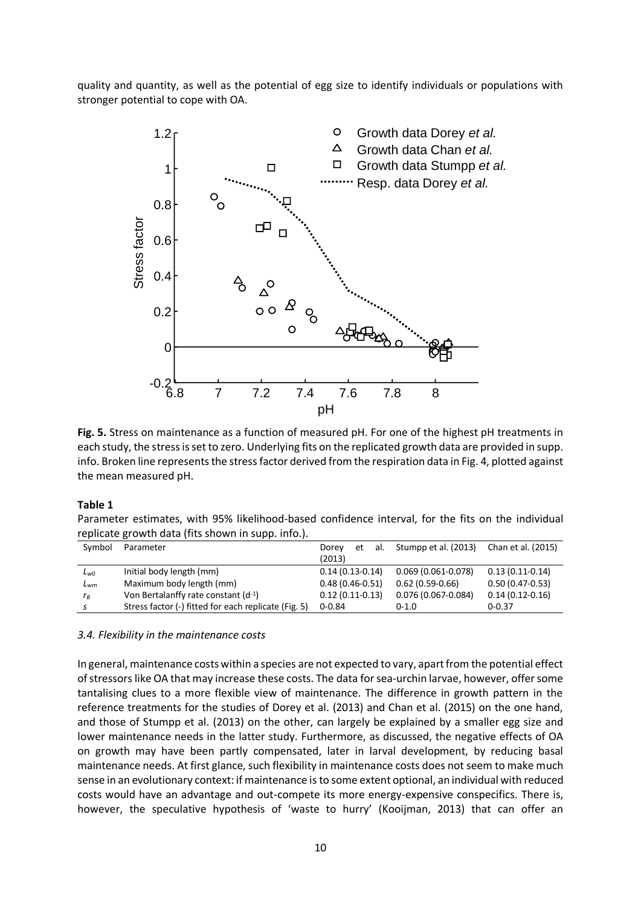quality and quantity, as well as the potential of egg size to identify individuals or populations with stronger potential to cope with OA.

**Fig. 5.** Stress on maintenance as a function of measured pH. For one of the highest pH treatments in each study, the stress is set to zero. Underlying fits on the replicated growth data are provided in supp. info. Broken line represents the stress factor derived from the respiration data in Fig. 4, plotted against the mean measured pH.

**Table 1**

Parameter estimates, with 95% likelihood-based confidence interval, for the fits on the individual replicate growth data (fits shown in supp. info.).

| Symbol | Parameter | Dorey et al. (2013) | Stumpp et al. (2013) | Chan et al. (2015) |
|---|---|---|---|---|
| $L_{w0}$ | Initial body length (mm) | 0.14 (0.13-0.14) | 0.069 (0.061-0.078) | 0.13 (0.11-0.14) |
| $L_{wm}$ | Maximum body length (mm) | 0.48 (0.46-0.51) | 0.62 (0.59-0.66) | 0.50 (0.47-0.53) |
| $r_B$ | Von Bertalanffy rate constant (d$^{-1}$) | 0.12 (0.11-0.13) | 0.076 (0.067-0.084) | 0.14 (0.12-0.16) |
| $s$ | Stress factor (-) fitted for each replicate (Fig. 5) | 0-0.84 | 0-1.0 | 0-0.37 |

### *3.4. Flexibility in the maintenance costs*

In general, maintenance costs within a species are not expected to vary, apart from the potential effect of stressors like OA that may increase these costs. The data for sea-urchin larvae, however, offer some tantalising clues to a more flexible view of maintenance. The difference in growth pattern in the reference treatments for the studies of Dorey et al. (2013) and Chan et al. (2015) on the one hand, and those of Stumpp et al. (2013) on the other, can largely be explained by a smaller egg size and lower maintenance needs in the latter study. Furthermore, as discussed, the negative effects of OA on growth may have been partly compensated, later in larval development, by reducing basal maintenance needs. At first glance, such flexibility in maintenance costs does not seem to make much sense in an evolutionary context: if maintenance is to some extent optional, an individual with reduced costs would have an advantage and out-compete its more energy-expensive conspecifics. There is, however, the speculative hypothesis of 'waste to hurry' (Kooijman, 2013) that can offer an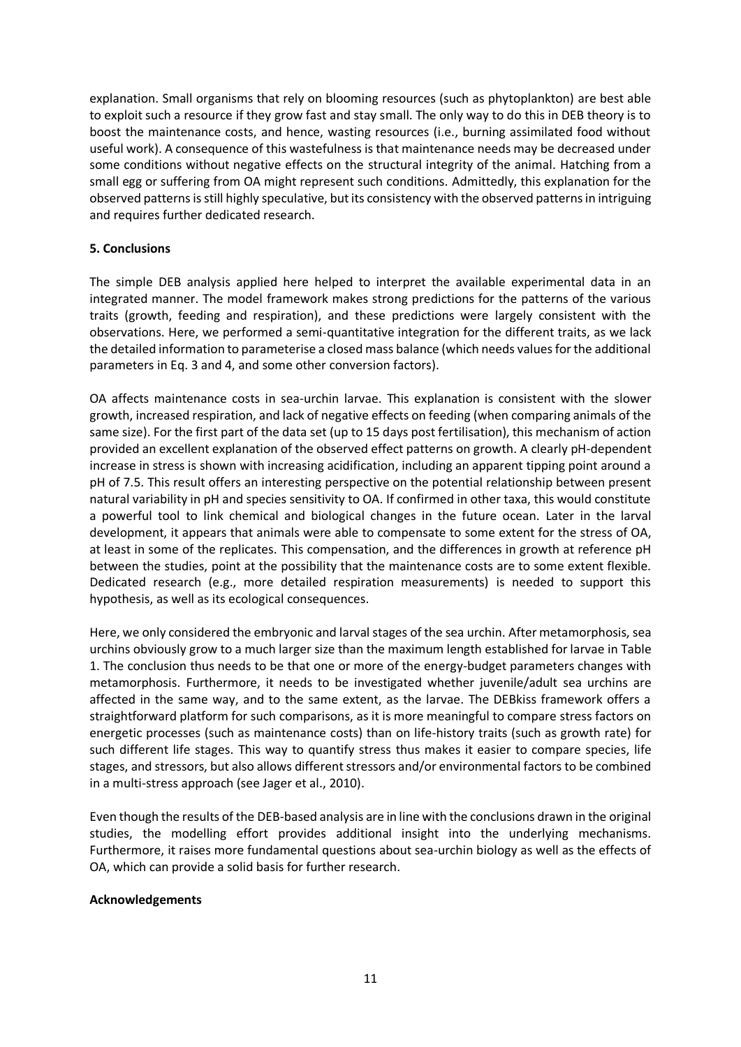explanation. Small organisms that rely on blooming resources (such as phytoplankton) are best able to exploit such a resource if they grow fast and stay small. The only way to do this in DEB theory is to boost the maintenance costs, and hence, wasting resources (i.e., burning assimilated food without useful work). A consequence of this wastefulness is that maintenance needs may be decreased under some conditions without negative effects on the structural integrity of the animal. Hatching from a small egg or suffering from OA might represent such conditions. Admittedly, this explanation for the observed patterns is still highly speculative, but its consistency with the observed patterns in intriguing and requires further dedicated research.

**5. Conclusions**

The simple DEB analysis applied here helped to interpret the available experimental data in an integrated manner. The model framework makes strong predictions for the patterns of the various traits (growth, feeding and respiration), and these predictions were largely consistent with the observations. Here, we performed a semi-quantitative integration for the different traits, as we lack the detailed information to parameterise a closed mass balance (which needs values for the additional parameters in Eq. 3 and 4, and some other conversion factors).

OA affects maintenance costs in sea-urchin larvae. This explanation is consistent with the slower growth, increased respiration, and lack of negative effects on feeding (when comparing animals of the same size). For the first part of the data set (up to 15 days post fertilisation), this mechanism of action provided an excellent explanation of the observed effect patterns on growth. A clearly pH-dependent increase in stress is shown with increasing acidification, including an apparent tipping point around a pH of 7.5. This result offers an interesting perspective on the potential relationship between present natural variability in pH and species sensitivity to OA. If confirmed in other taxa, this would constitute a powerful tool to link chemical and biological changes in the future ocean. Later in the larval development, it appears that animals were able to compensate to some extent for the stress of OA, at least in some of the replicates. This compensation, and the differences in growth at reference pH between the studies, point at the possibility that the maintenance costs are to some extent flexible. Dedicated research (e.g., more detailed respiration measurements) is needed to support this hypothesis, as well as its ecological consequences.

Here, we only considered the embryonic and larval stages of the sea urchin. After metamorphosis, sea urchins obviously grow to a much larger size than the maximum length established for larvae in Table 1. The conclusion thus needs to be that one or more of the energy-budget parameters changes with metamorphosis. Furthermore, it needs to be investigated whether juvenile/adult sea urchins are affected in the same way, and to the same extent, as the larvae. The DEBkiss framework offers a straightforward platform for such comparisons, as it is more meaningful to compare stress factors on energetic processes (such as maintenance costs) than on life-history traits (such as growth rate) for such different life stages. This way to quantify stress thus makes it easier to compare species, life stages, and stressors, but also allows different stressors and/or environmental factors to be combined in a multi-stress approach (see Jager et al., 2010).

Even though the results of the DEB-based analysis are in line with the conclusions drawn in the original studies, the modelling effort provides additional insight into the underlying mechanisms. Furthermore, it raises more fundamental questions about sea-urchin biology as well as the effects of OA, which can provide a solid basis for further research.

**Acknowledgements**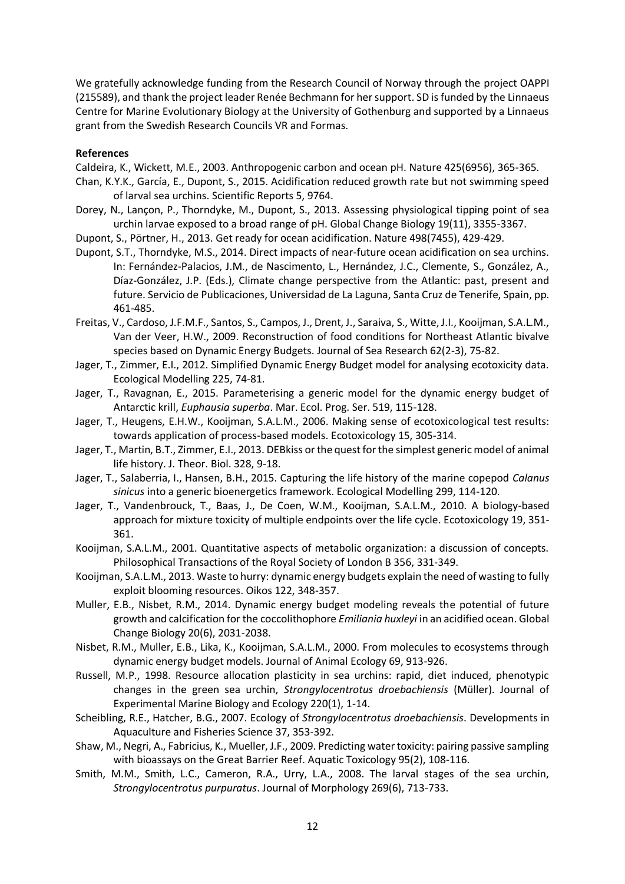We gratefully acknowledge funding from the Research Council of Norway through the project OAPPI (215589), and thank the project leader Renée Bechmann for her support. SD is funded by the Linnaeus Centre for Marine Evolutionary Biology at the University of Gothenburg and supported by a Linnaeus grant from the Swedish Research Councils VR and Formas.

**References**

Caldeira, K., Wickett, M.E., 2003. Anthropogenic carbon and ocean pH. Nature 425(6956), 365-365.

Chan, K.Y.K., García, E., Dupont, S., 2015. Acidification reduced growth rate but not swimming speed of larval sea urchins. Scientific Reports 5, 9764.

Dorey, N., Lançon, P., Thorndyke, M., Dupont, S., 2013. Assessing physiological tipping point of sea urchin larvae exposed to a broad range of pH. Global Change Biology 19(11), 3355-3367.

Dupont, S., Pörtner, H., 2013. Get ready for ocean acidification. Nature 498(7455), 429-429.

Dupont, S.T., Thorndyke, M.S., 2014. Direct impacts of near-future ocean acidification on sea urchins. In: Fernández-Palacios, J.M., de Nascimento, L., Hernández, J.C., Clemente, S., González, A., Díaz-González, J.P. (Eds.), Climate change perspective from the Atlantic: past, present and future. Servicio de Publicaciones, Universidad de La Laguna, Santa Cruz de Tenerife, Spain, pp. 461-485.

Freitas, V., Cardoso, J.F.M.F., Santos, S., Campos, J., Drent, J., Saraiva, S., Witte, J.I., Kooijman, S.A.L.M., Van der Veer, H.W., 2009. Reconstruction of food conditions for Northeast Atlantic bivalve species based on Dynamic Energy Budgets. Journal of Sea Research 62(2-3), 75-82.

Jager, T., Zimmer, E.I., 2012. Simplified Dynamic Energy Budget model for analysing ecotoxicity data. Ecological Modelling 225, 74-81.

Jager, T., Ravagnan, E., 2015. Parameterising a generic model for the dynamic energy budget of Antarctic krill, *Euphausia superba*. Mar. Ecol. Prog. Ser. 519, 115-128.

Jager, T., Heugens, E.H.W., Kooijman, S.A.L.M., 2006. Making sense of ecotoxicological test results: towards application of process-based models. Ecotoxicology 15, 305-314.

Jager, T., Martin, B.T., Zimmer, E.I., 2013. DEBkiss or the quest for the simplest generic model of animal life history. J. Theor. Biol. 328, 9-18.

Jager, T., Salaberria, I., Hansen, B.H., 2015. Capturing the life history of the marine copepod *Calanus sinicus* into a generic bioenergetics framework. Ecological Modelling 299, 114-120.

Jager, T., Vandenbrouck, T., Baas, J., De Coen, W.M., Kooijman, S.A.L.M., 2010. A biology-based approach for mixture toxicity of multiple endpoints over the life cycle. Ecotoxicology 19, 351-361.

Kooijman, S.A.L.M., 2001. Quantitative aspects of metabolic organization: a discussion of concepts. Philosophical Transactions of the Royal Society of London B 356, 331-349.

Kooijman, S.A.L.M., 2013. Waste to hurry: dynamic energy budgets explain the need of wasting to fully exploit blooming resources. Oikos 122, 348-357.

Muller, E.B., Nisbet, R.M., 2014. Dynamic energy budget modeling reveals the potential of future growth and calcification for the coccolithophore *Emiliania huxleyi* in an acidified ocean. Global Change Biology 20(6), 2031-2038.

Nisbet, R.M., Muller, E.B., Lika, K., Kooijman, S.A.L.M., 2000. From molecules to ecosystems through dynamic energy budget models. Journal of Animal Ecology 69, 913-926.

Russell, M.P., 1998. Resource allocation plasticity in sea urchins: rapid, diet induced, phenotypic changes in the green sea urchin, *Strongylocentrotus droebachiensis* (Müller). Journal of Experimental Marine Biology and Ecology 220(1), 1-14.

Scheibling, R.E., Hatcher, B.G., 2007. Ecology of *Strongylocentrotus droebachiensis*. Developments in Aquaculture and Fisheries Science 37, 353-392.

Shaw, M., Negri, A., Fabricius, K., Mueller, J.F., 2009. Predicting water toxicity: pairing passive sampling with bioassays on the Great Barrier Reef. Aquatic Toxicology 95(2), 108-116.

Smith, M.M., Smith, L.C., Cameron, R.A., Urry, L.A., 2008. The larval stages of the sea urchin, *Strongylocentrotus purpuratus*. Journal of Morphology 269(6), 713-733.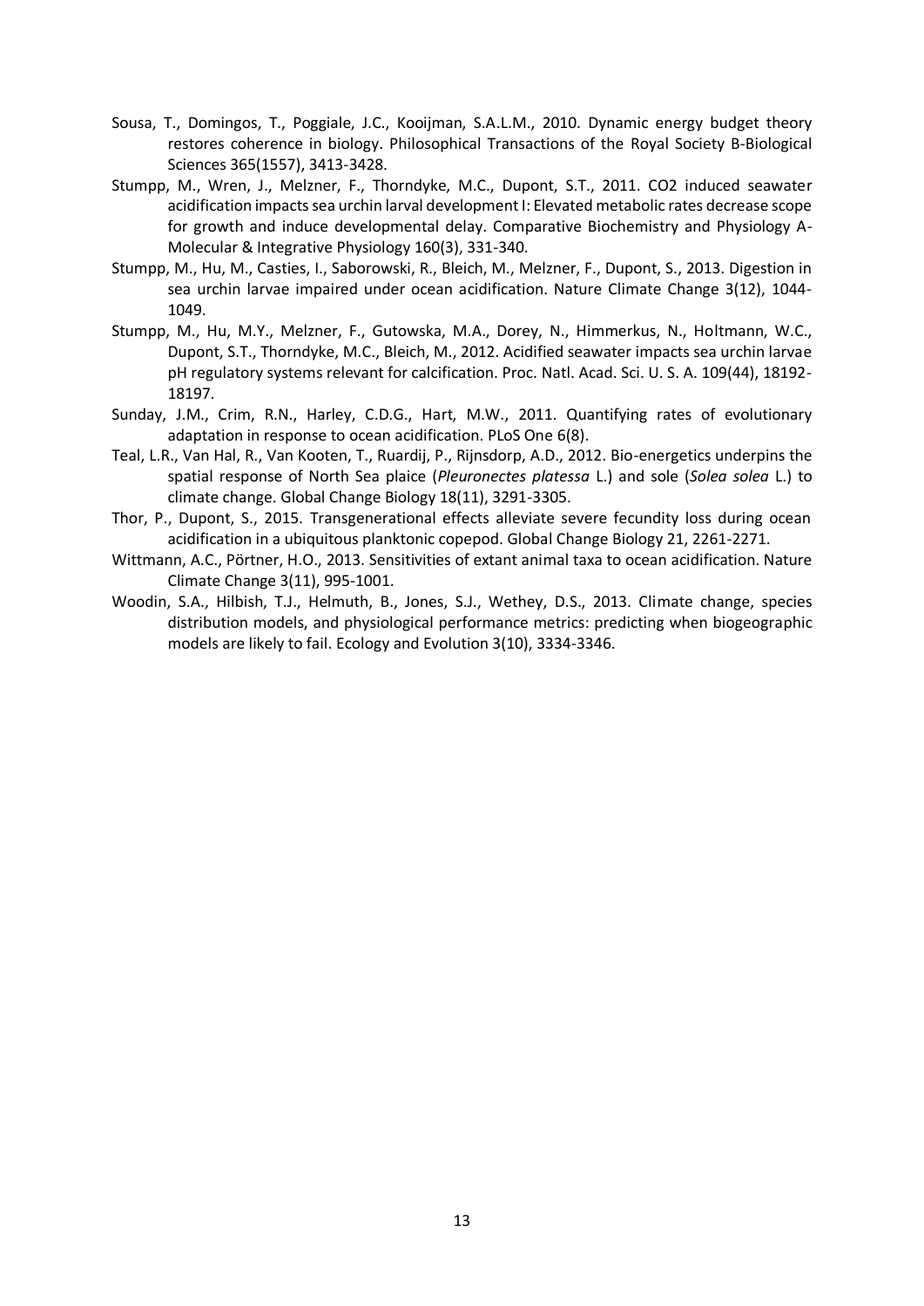Sousa, T., Domingos, T., Poggiale, J.C., Kooijman, S.A.L.M., 2010. Dynamic energy budget theory restores coherence in biology. Philosophical Transactions of the Royal Society B-Biological Sciences 365(1557), 3413-3428.

Stumpp, M., Wren, J., Melzner, F., Thorndyke, M.C., Dupont, S.T., 2011. CO2 induced seawater acidification impacts sea urchin larval development I: Elevated metabolic rates decrease scope for growth and induce developmental delay. Comparative Biochemistry and Physiology A-Molecular & Integrative Physiology 160(3), 331-340.

Stumpp, M., Hu, M., Casties, I., Saborowski, R., Bleich, M., Melzner, F., Dupont, S., 2013. Digestion in sea urchin larvae impaired under ocean acidification. Nature Climate Change 3(12), 1044-1049.

Stumpp, M., Hu, M.Y., Melzner, F., Gutowska, M.A., Dorey, N., Himmerkus, N., Holtmann, W.C., Dupont, S.T., Thorndyke, M.C., Bleich, M., 2012. Acidified seawater impacts sea urchin larvae pH regulatory systems relevant for calcification. Proc. Natl. Acad. Sci. U. S. A. 109(44), 18192-18197.

Sunday, J.M., Crim, R.N., Harley, C.D.G., Hart, M.W., 2011. Quantifying rates of evolutionary adaptation in response to ocean acidification. PLoS One 6(8).

Teal, L.R., Van Hal, R., Van Kooten, T., Ruardij, P., Rijnsdorp, A.D., 2012. Bio-energetics underpins the spatial response of North Sea plaice (*Pleuronectes platessa* L.) and sole (*Solea solea* L.) to climate change. Global Change Biology 18(11), 3291-3305.

Thor, P., Dupont, S., 2015. Transgenerational effects alleviate severe fecundity loss during ocean acidification in a ubiquitous planktonic copepod. Global Change Biology 21, 2261-2271.

Wittmann, A.C., Pörtner, H.O., 2013. Sensitivities of extant animal taxa to ocean acidification. Nature Climate Change 3(11), 995-1001.

Woodin, S.A., Hilbish, T.J., Helmuth, B., Jones, S.J., Wethey, D.S., 2013. Climate change, species distribution models, and physiological performance metrics: predicting when biogeographic models are likely to fail. Ecology and Evolution 3(10), 3334-3346.